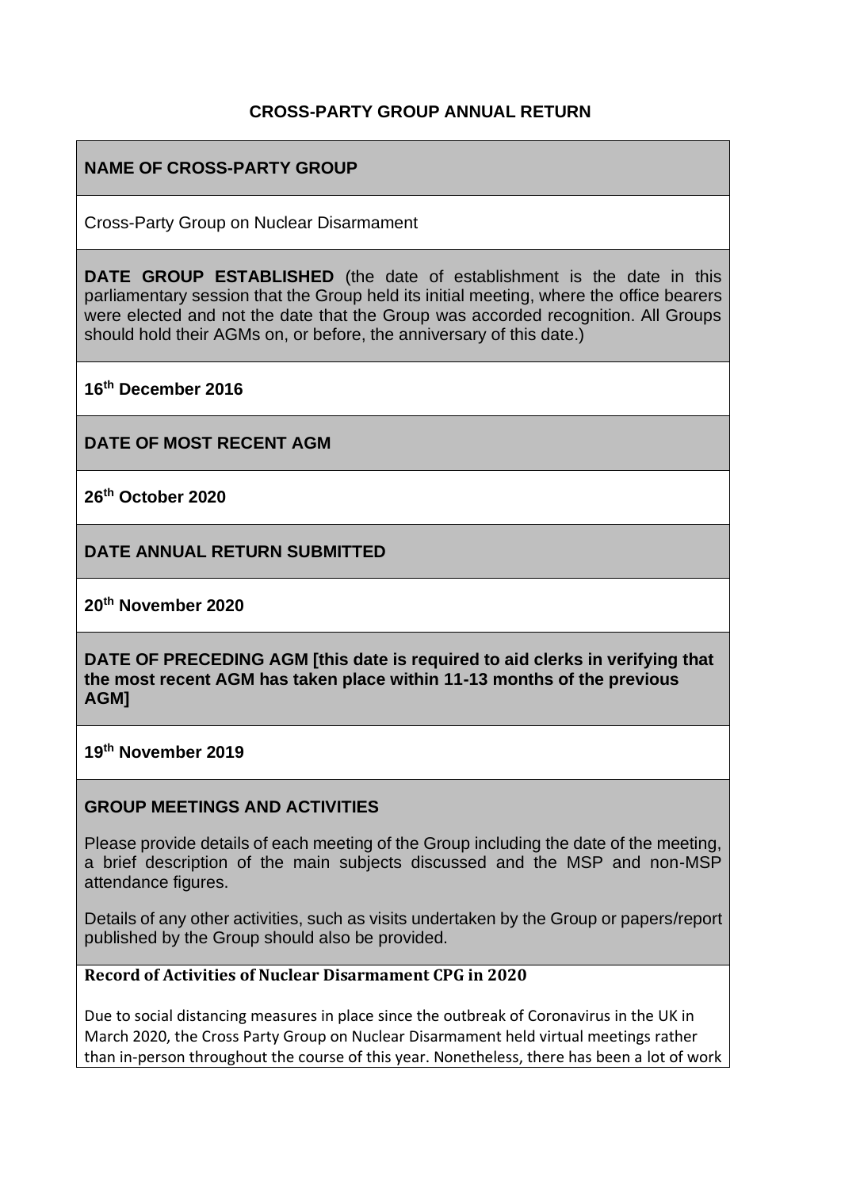# CROSS-PARTY GROUP ANNUAL RETURN

## NAME OF CROSS-PARTY GROUP

Cross-Party Group on Nuclear Disarmament

**DATE GROUP ESTABLISHED** (the date of establishment is the date in this parliamentary session that the Group held its initial meeting, where the office bearers were elected and not the date that the Group was accorded recognition. All Groups should hold their AGMs on, or before, the anniversary of this date.)

**16th December 2016**

## DATE OF MOST RECENT AGM

**26th October 2020**

## DATE ANNUAL RETURN SUBMITTED

**20th November 2020**

**DATE OF PRECEDING AGM [this date is required to aid clerks in verifying that the most recent AGM has taken place within 11-13 months of the previous AGM]**

**19th November 2019**

## GROUP MEETINGS AND ACTIVITIES

Please provide details of each meeting of the Group including the date of the meeting, a brief description of the main subjects discussed and the MSP and non-MSP attendance figures.

Details of any other activities, such as visits undertaken by the Group or papers/report published by the Group should also be provided.

**Record of Activities of Nuclear Disarmament CPG in 2020**

Due to social distancing measures in place since the outbreak of Coronavirus in the UK in March 2020, the Cross Party Group on Nuclear Disarmament held virtual meetings rather than in-person throughout the course of this year. Nonetheless, there has been a lot of work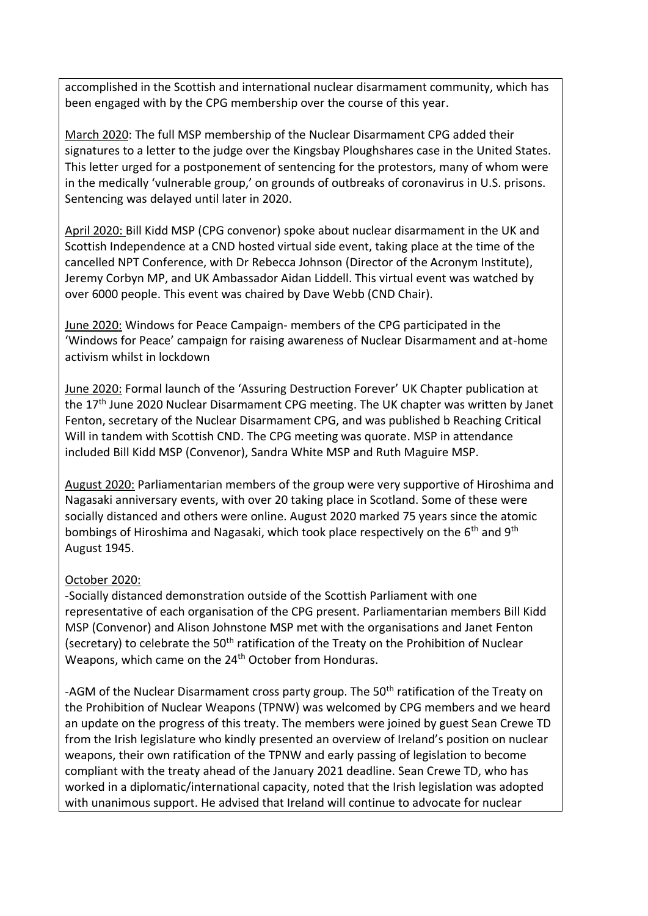accomplished in the Scottish and international nuclear disarmament community, which has been engaged with by the CPG membership over the course of this year.

<u>March 2020</u>: The full MSP membership of the Nuclear Disarmament CPG added their signatures to a letter to the judge over the Kingsbay Ploughshares case in the United States. This letter urged for a postponement of sentencing for the protestors, many of whom were in the medically 'vulnerable group,' on grounds of outbreaks of coronavirus in U.S. prisons. Sentencing was delayed until later in 2020.

<u>April 2020:</u> Bill Kidd MSP (CPG convenor) spoke about nuclear disarmament in the UK and Scottish Independence at a CND hosted virtual side event, taking place at the time of the cancelled NPT Conference, with Dr Rebecca Johnson (Director of the Acronym Institute), Jeremy Corbyn MP, and UK Ambassador Aidan Liddell. This virtual event was watched by over 6000 people. This event was chaired by Dave Webb (CND Chair).

<u>June 2020:</u> Windows for Peace Campaign- members of the CPG participated in the 'Windows for Peace' campaign for raising awareness of Nuclear Disarmament and at-home activism whilst in lockdown

<u>June 2020:</u> Formal launch of the 'Assuring Destruction Forever' UK Chapter publication at the 17th June 2020 Nuclear Disarmament CPG meeting. The UK chapter was written by Janet Fenton, secretary of the Nuclear Disarmament CPG, and was published b Reaching Critical Will in tandem with Scottish CND. The CPG meeting was quorate. MSP in attendance included Bill Kidd MSP (Convenor), Sandra White MSP and Ruth Maguire MSP.

<u>August 2020:</u> Parliamentarian members of the group were very supportive of Hiroshima and Nagasaki anniversary events, with over 20 taking place in Scotland. Some of these were socially distanced and others were online. August 2020 marked 75 years since the atomic bombings of Hiroshima and Nagasaki, which took place respectively on the 6th and 9th August 1945.

<u>October 2020:</u>

-Socially distanced demonstration outside of the Scottish Parliament with one representative of each organisation of the CPG present. Parliamentarian members Bill Kidd MSP (Convenor) and Alison Johnstone MSP met with the organisations and Janet Fenton (secretary) to celebrate the 50th ratification of the Treaty on the Prohibition of Nuclear Weapons, which came on the 24th October from Honduras.

-AGM of the Nuclear Disarmament cross party group. The 50th ratification of the Treaty on the Prohibition of Nuclear Weapons (TPNW) was welcomed by CPG members and we heard an update on the progress of this treaty. The members were joined by guest Sean Crewe TD from the Irish legislature who kindly presented an overview of Ireland's position on nuclear weapons, their own ratification of the TPNW and early passing of legislation to become compliant with the treaty ahead of the January 2021 deadline. Sean Crewe TD, who has worked in a diplomatic/international capacity, noted that the Irish legislation was adopted with unanimous support. He advised that Ireland will continue to advocate for nuclear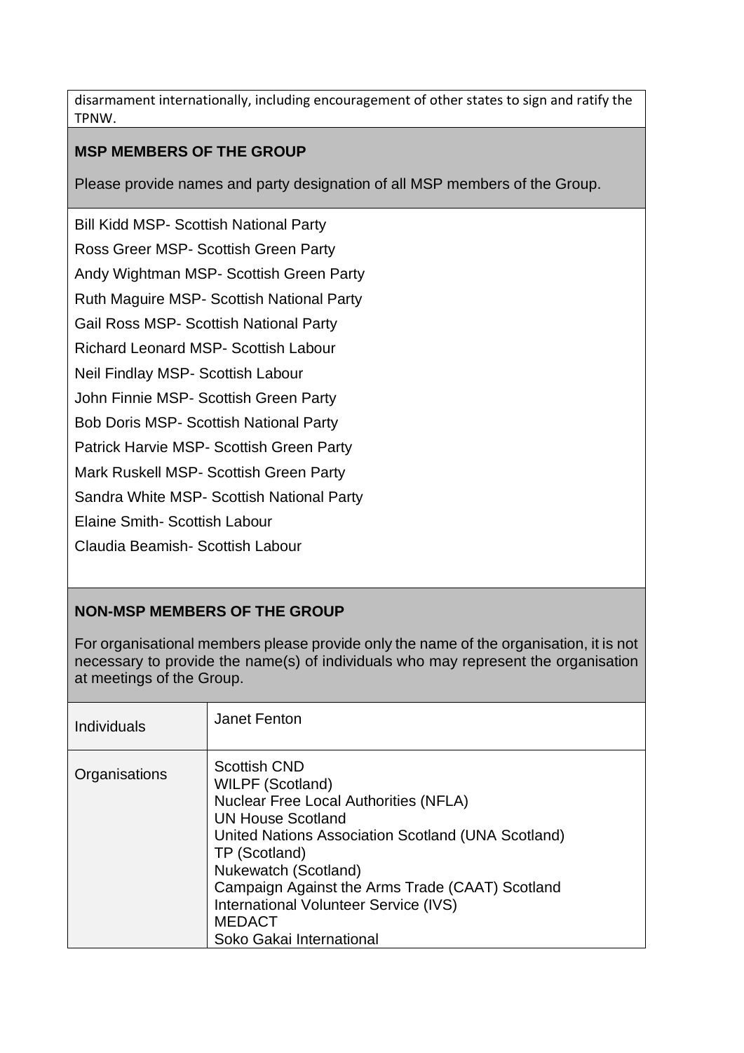disarmament internationally, including encouragement of other states to sign and ratify the TPNW.

### MSP MEMBERS OF THE GROUP

Please provide names and party designation of all MSP members of the Group.

Bill Kidd MSP- Scottish National Party

Ross Greer MSP- Scottish Green Party

Andy Wightman MSP- Scottish Green Party

Ruth Maguire MSP- Scottish National Party

Gail Ross MSP- Scottish National Party

Richard Leonard MSP- Scottish Labour

Neil Findlay MSP- Scottish Labour

John Finnie MSP- Scottish Green Party

Bob Doris MSP- Scottish National Party

Patrick Harvie MSP- Scottish Green Party

Mark Ruskell MSP- Scottish Green Party

Sandra White MSP- Scottish National Party

Elaine Smith- Scottish Labour

Claudia Beamish- Scottish Labour

### NON-MSP MEMBERS OF THE GROUP

For organisational members please provide only the name of the organisation, it is not necessary to provide the name(s) of individuals who may represent the organisation at meetings of the Group.

| | |
|---|---|
| Individuals | Janet Fenton |
| Organisations | Scottish CND<br>WILPF (Scotland)<br>Nuclear Free Local Authorities (NFLA)<br>UN House Scotland<br>United Nations Association Scotland (UNA Scotland)<br>TP (Scotland)<br>Nukewatch (Scotland)<br>Campaign Against the Arms Trade (CAAT) Scotland<br>International Volunteer Service (IVS)<br>MEDACT<br>Soko Gakai International |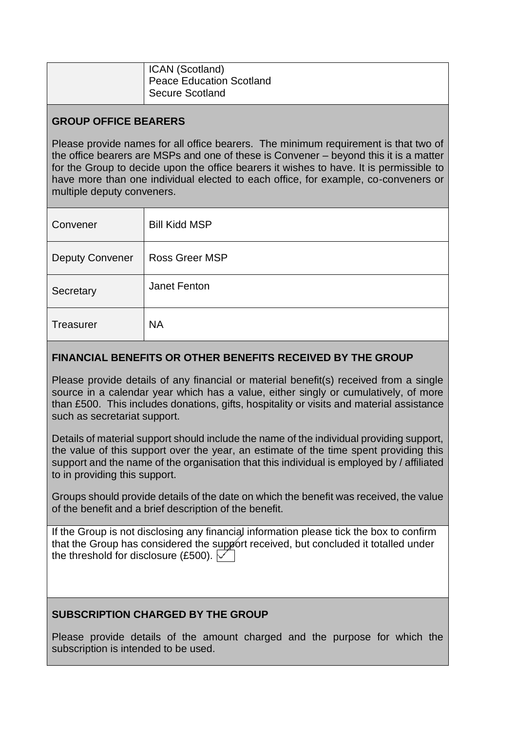| | ICAN (Scotland)<br>Peace Education Scotland<br>Secure Scotland |
|---|---|

## GROUP OFFICE BEARERS

Please provide names for all office bearers. The minimum requirement is that two of the office bearers are MSPs and one of these is Convener – beyond this it is a matter for the Group to decide upon the office bearers it wishes to have. It is permissible to have more than one individual elected to each office, for example, co-conveners or multiple deputy conveners.

| | |
|---|---|
| Convener | Bill Kidd MSP |
| Deputy Convener | Ross Greer MSP |
| Secretary | Janet Fenton |
| Treasurer | NA |

## FINANCIAL BENEFITS OR OTHER BENEFITS RECEIVED BY THE GROUP

Please provide details of any financial or material benefit(s) received from a single source in a calendar year which has a value, either singly or cumulatively, of more than £500. This includes donations, gifts, hospitality or visits and material assistance such as secretariat support.

Details of material support should include the name of the individual providing support, the value of this support over the year, an estimate of the time spent providing this support and the name of the organisation that this individual is employed by / affiliated to in providing this support.

Groups should provide details of the date on which the benefit was received, the value of the benefit and a brief description of the benefit.

If the Group is not disclosing any financial information please tick the box to confirm that the Group has considered the support received, but concluded it totalled under the threshold for disclosure (£500). ☑

## SUBSCRIPTION CHARGED BY THE GROUP

Please provide details of the amount charged and the purpose for which the subscription is intended to be used.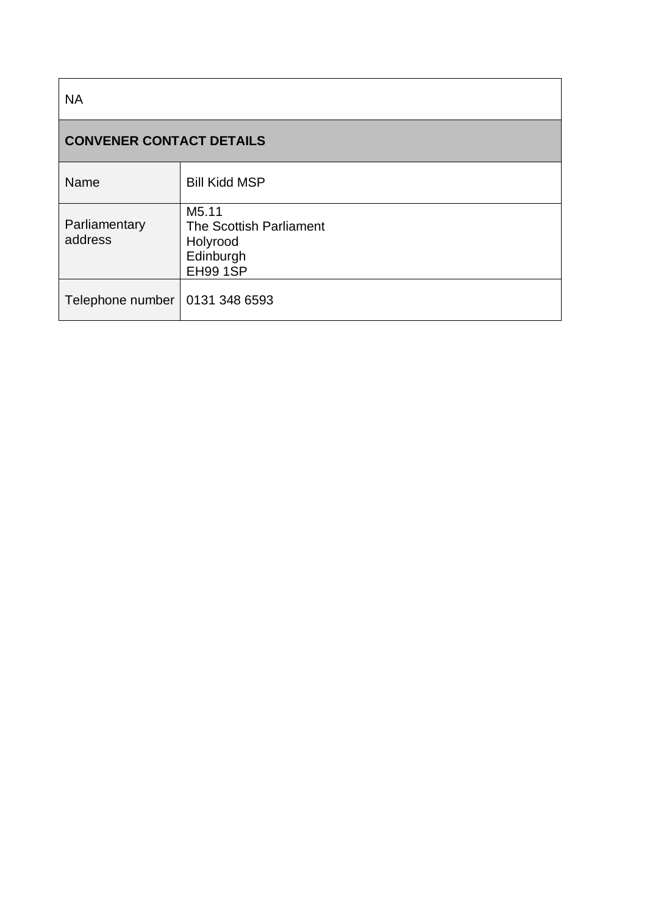| | |
|---|---|
| NA | |
| **CONVENER CONTACT DETAILS** | |
| Name | Bill Kidd MSP |
| Parliamentary address | M5.11<br>The Scottish Parliament<br>Holyrood<br>Edinburgh<br>EH99 1SP |
| Telephone number | 0131 348 6593 |